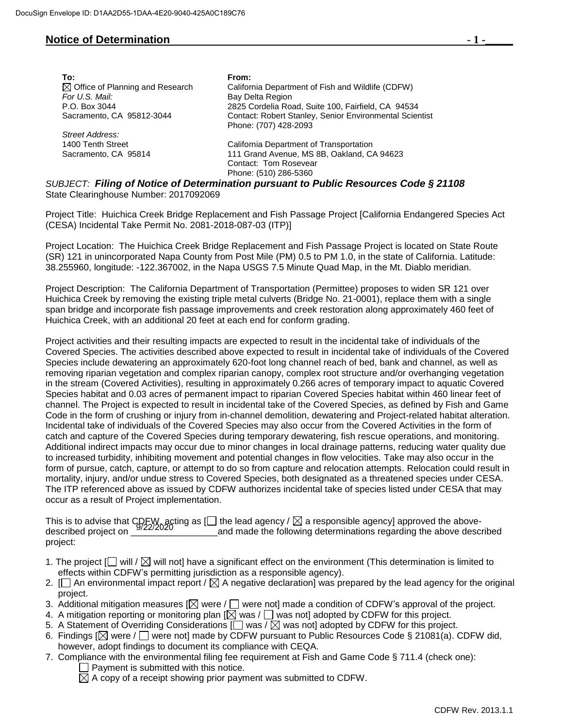## Notice of Determination

**To:**
☒ Office of Planning and Research
*For U.S. Mail:*
P.O. Box 3044
Sacramento, CA 95812-3044

*Street Address:*
1400 Tenth Street
Sacramento, CA 95814

**From:**
California Department of Fish and Wildlife (CDFW)
Bay Delta Region
2825 Cordelia Road, Suite 100, Fairfield, CA 94534
Contact: Robert Stanley, Senior Environmental Scientist
Phone: (707) 428-2093

California Department of Transportation
111 Grand Avenue, MS 8B, Oakland, CA 94623
Contact: Tom Rosevear
Phone: (510) 286-5360

*SUBJECT:* ***Filing of Notice of Determination pursuant to Public Resources Code § 21108***
State Clearinghouse Number: 2017092069

Project Title: Huichica Creek Bridge Replacement and Fish Passage Project [California Endangered Species Act (CESA) Incidental Take Permit No. 2081-2018-087-03 (ITP)]

Project Location: The Huichica Creek Bridge Replacement and Fish Passage Project is located on State Route (SR) 121 in unincorporated Napa County from Post Mile (PM) 0.5 to PM 1.0, in the state of California. Latitude: 38.255960, longitude: -122.367002, in the Napa USGS 7.5 Minute Quad Map, in the Mt. Diablo meridian.

Project Description: The California Department of Transportation (Permittee) proposes to widen SR 121 over Huichica Creek by removing the existing triple metal culverts (Bridge No. 21-0001), replace them with a single span bridge and incorporate fish passage improvements and creek restoration along approximately 460 feet of Huichica Creek, with an additional 20 feet at each end for conform grading.

Project activities and their resulting impacts are expected to result in the incidental take of individuals of the Covered Species. The activities described above expected to result in incidental take of individuals of the Covered Species include dewatering an approximately 620-foot long channel reach of bed, bank and channel, as well as removing riparian vegetation and complex riparian canopy, complex root structure and/or overhanging vegetation in the stream (Covered Activities), resulting in approximately 0.266 acres of temporary impact to aquatic Covered Species habitat and 0.03 acres of permanent impact to riparian Covered Species habitat within 460 linear feet of channel. The Project is expected to result in incidental take of the Covered Species, as defined by Fish and Game Code in the form of crushing or injury from in-channel demolition, dewatering and Project-related habitat alteration. Incidental take of individuals of the Covered Species may also occur from the Covered Activities in the form of catch and capture of the Covered Species during temporary dewatering, fish rescue operations, and monitoring. Additional indirect impacts may occur due to minor changes in local drainage patterns, reducing water quality due to increased turbidity, inhibiting movement and potential changes in flow velocities. Take may also occur in the form of pursue, catch, capture, or attempt to do so from capture and relocation attempts. Relocation could result in mortality, injury, and/or undue stress to Covered Species, both designated as a threatened species under CESA. The ITP referenced above as issued by CDFW authorizes incidental take of species listed under CESA that may occur as a result of Project implementation.

This is to advise that CDFW, acting as [☐ the lead agency / ☒ a responsible agency] approved the above-described project on 9/22/2020 and made the following determinations regarding the above described project:

1. The project [☐ will / ☒ will not] have a significant effect on the environment (This determination is limited to effects within CDFW's permitting jurisdiction as a responsible agency).
2. [☐ An environmental impact report / ☒ A negative declaration] was prepared by the lead agency for the original project.
3. Additional mitigation measures [☒ were / ☐ were not] made a condition of CDFW's approval of the project.
4. A mitigation reporting or monitoring plan [☒ was / ☐ was not] adopted by CDFW for this project.
5. A Statement of Overriding Considerations [☐ was / ☒ was not] adopted by CDFW for this project.
6. Findings [☒ were / ☐ were not] made by CDFW pursuant to Public Resources Code § 21081(a). CDFW did, however, adopt findings to document its compliance with CEQA.
7. Compliance with the environmental filing fee requirement at Fish and Game Code § 711.4 (check one):
   - ☐ Payment is submitted with this notice.
   - ☒ A copy of a receipt showing prior payment was submitted to CDFW.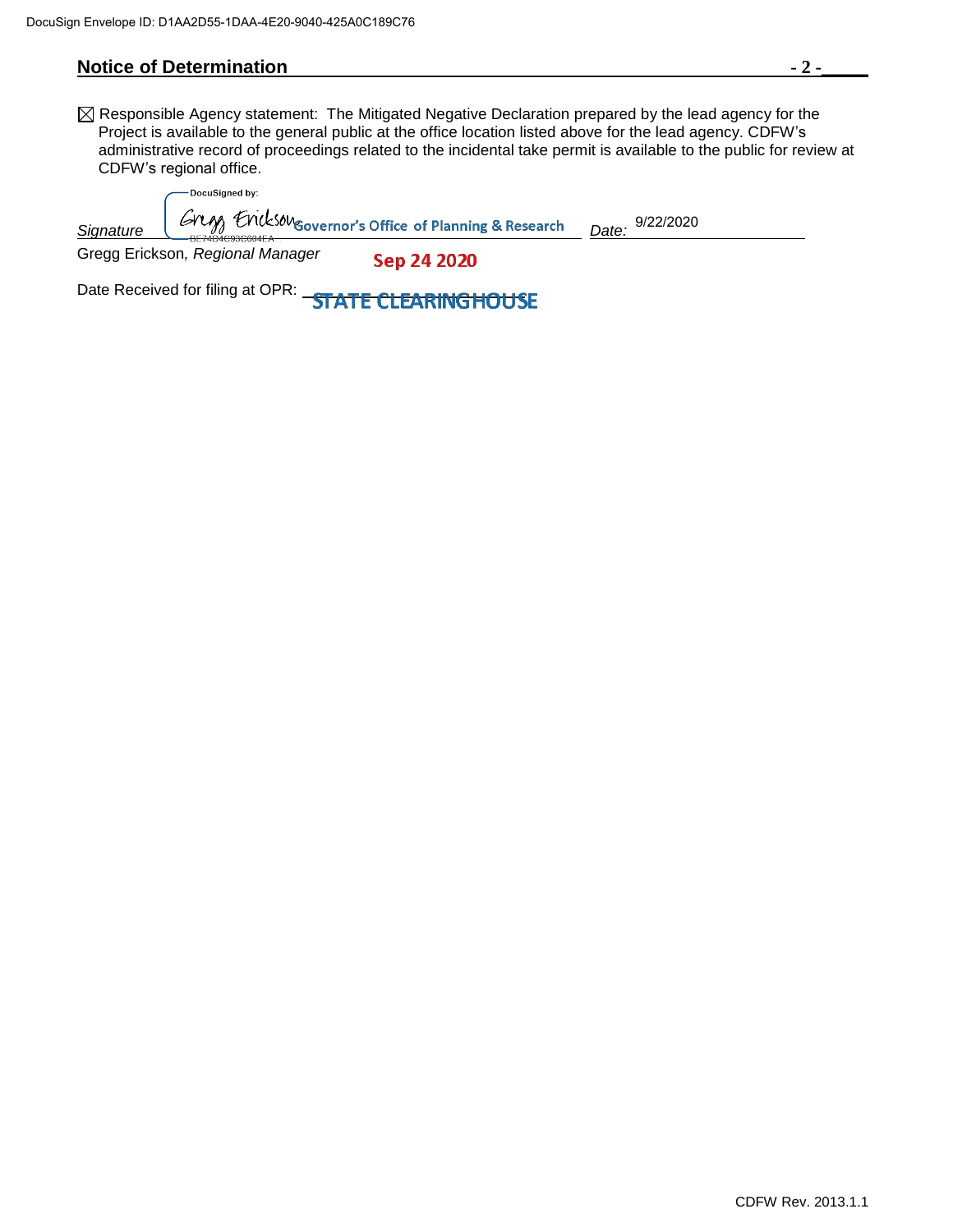DocuSign Envelope ID: D1AA2D55-1DAA-4E20-9040-425A0C189C76

## Notice of Determination

☒ Responsible Agency statement: The Mitigated Negative Declaration prepared by the lead agency for the Project is available to the general public at the office location listed above for the lead agency. CDFW's administrative record of proceedings related to the incidental take permit is available to the public for review at CDFW's regional office.

*Signature* DocuSigned by: Gregg Erickson BE74D4C93C604EA   *Date:* 9/22/2020

Gregg Erickson, *Regional Manager*

Date Received for filing at OPR: Governor's Office of Planning & Research  Sep 24 2020  STATE CLEARINGHOUSE

CDFW Rev. 2013.1.1